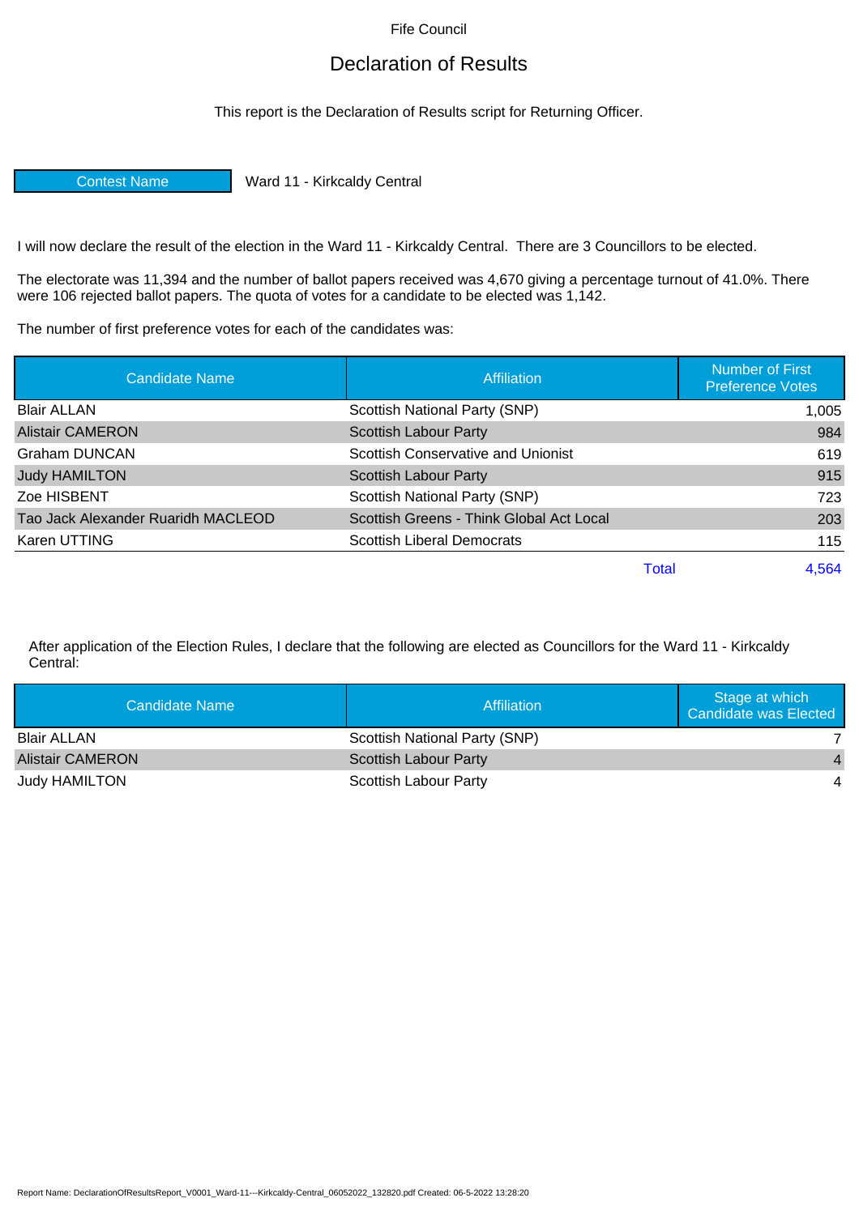Fife Council

# Declaration of Results

This report is the Declaration of Results script for Returning Officer.

| Contest Name | Ward 11 - Kirkcaldy Central |
|---|---|

I will now declare the result of the election in the Ward 11 - Kirkcaldy Central. There are 3 Councillors to be elected.

The electorate was 11,394 and the number of ballot papers received was 4,670 giving a percentage turnout of 41.0%. There were 106 rejected ballot papers. The quota of votes for a candidate to be elected was 1,142.

The number of first preference votes for each of the candidates was:

| Candidate Name | Affiliation | Number of First Preference Votes |
|---|---|---|
| Blair ALLAN | Scottish National Party (SNP) | 1,005 |
| Alistair CAMERON | Scottish Labour Party | 984 |
| Graham DUNCAN | Scottish Conservative and Unionist | 619 |
| Judy HAMILTON | Scottish Labour Party | 915 |
| Zoe HISBENT | Scottish National Party (SNP) | 723 |
| Tao Jack Alexander Ruaridh MACLEOD | Scottish Greens - Think Global Act Local | 203 |
| Karen UTTING | Scottish Liberal Democrats | 115 |
| | Total | 4,564 |

After application of the Election Rules, I declare that the following are elected as Councillors for the Ward 11 - Kirkcaldy Central:

| Candidate Name | Affiliation | Stage at which Candidate was Elected |
|---|---|---|
| Blair ALLAN | Scottish National Party (SNP) | 7 |
| Alistair CAMERON | Scottish Labour Party | 4 |
| Judy HAMILTON | Scottish Labour Party | 4 |

Report Name: DeclarationOfResultsReport_V0001_Ward-11---Kirkcaldy-Central_06052022_132820.pdf Created: 06-5-2022 13:28:20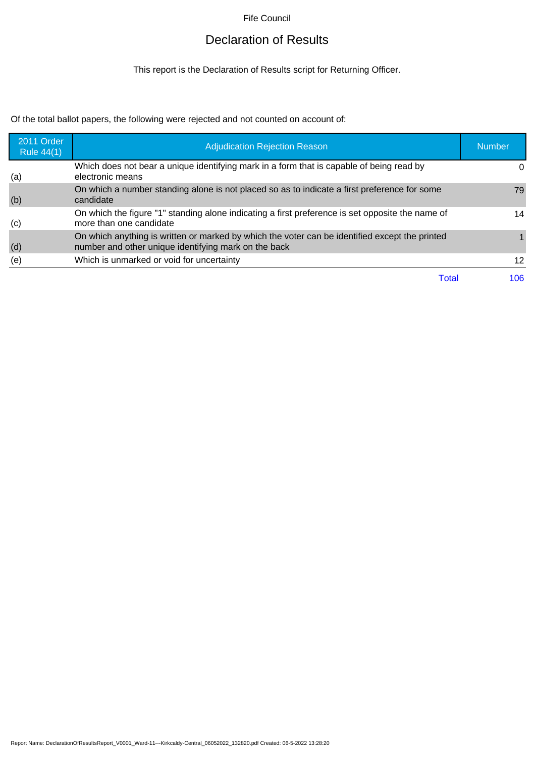Fife Council

# Declaration of Results

This report is the Declaration of Results script for Returning Officer.

Of the total ballot papers, the following were rejected and not counted on account of:

| 2011 Order Rule 44(1) | Adjudication Rejection Reason | Number |
|---|---|---|
| (a) | Which does not bear a unique identifying mark in a form that is capable of being read by electronic means | 0 |
| (b) | On which a number standing alone is not placed so as to indicate a first preference for some candidate | 79 |
| (c) | On which the figure "1" standing alone indicating a first preference is set opposite the name of more than one candidate | 14 |
| (d) | On which anything is written or marked by which the voter can be identified except the printed number and other unique identifying mark on the back | 1 |
| (e) | Which is unmarked or void for uncertainty | 12 |
| | Total | 106 |

Report Name: DeclarationOfResultsReport_V0001_Ward-11---Kirkcaldy-Central_06052022_132820.pdf Created: 06-5-2022 13:28:20